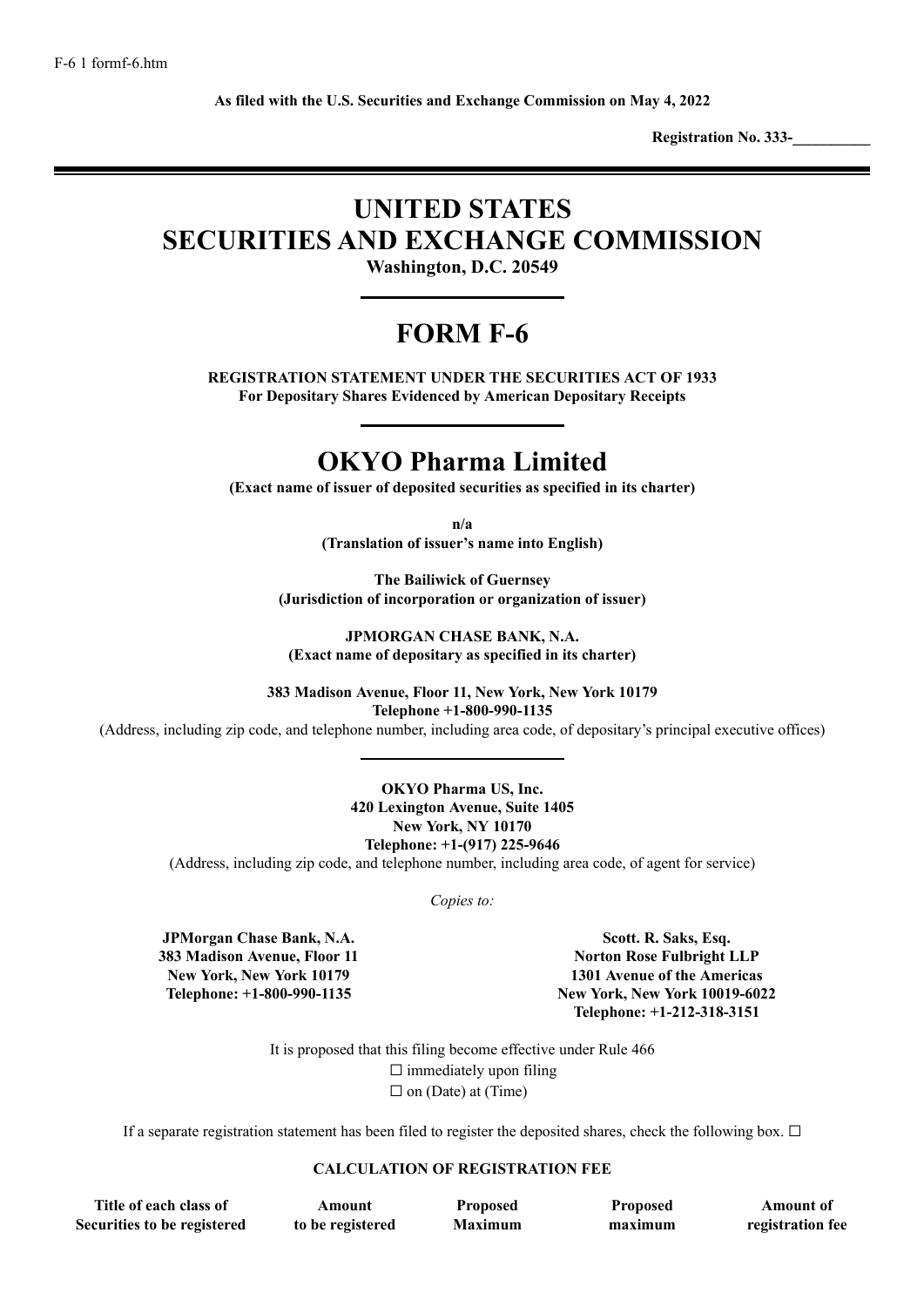F-6 1 formf-6.htm

**As filed with the U.S. Securities and Exchange Commission on May 4, 2022**

**Registration No. 333-\_\_\_\_\_\_\_\_\_\_**

---

# UNITED STATES
# SECURITIES AND EXCHANGE COMMISSION

**Washington, D.C. 20549**

---

# FORM F-6

**REGISTRATION STATEMENT UNDER THE SECURITIES ACT OF 1933**
**For Depositary Shares Evidenced by American Depositary Receipts**

---

# OKYO Pharma Limited

**(Exact name of issuer of deposited securities as specified in its charter)**

**n/a**
**(Translation of issuer's name into English)**

**The Bailiwick of Guernsey**
**(Jurisdiction of incorporation or organization of issuer)**

**JPMORGAN CHASE BANK, N.A.**
**(Exact name of depositary as specified in its charter)**

**383 Madison Avenue, Floor 11, New York, New York 10179**
**Telephone +1-800-990-1135**
(Address, including zip code, and telephone number, including area code, of depositary's principal executive offices)

---

**OKYO Pharma US, Inc.**
**420 Lexington Avenue, Suite 1405**
**New York, NY 10170**
**Telephone: +1-(917) 225-9646**
(Address, including zip code, and telephone number, including area code, of agent for service)

*Copies to:*

**JPMorgan Chase Bank, N.A.**
**383 Madison Avenue, Floor 11**
**New York, New York 10179**
**Telephone: +1-800-990-1135**

**Scott. R. Saks, Esq.**
**Norton Rose Fulbright LLP**
**1301 Avenue of the Americas**
**New York, New York 10019-6022**
**Telephone: +1-212-318-3151**

It is proposed that this filing become effective under Rule 466
☐ immediately upon filing
☐ on (Date) at (Time)

If a separate registration statement has been filed to register the deposited shares, check the following box. ☐

**CALCULATION OF REGISTRATION FEE**

| Title of each class of Securities to be registered | Amount to be registered | Proposed Maximum | Proposed maximum | Amount of registration fee |
|---|---|---|---|---|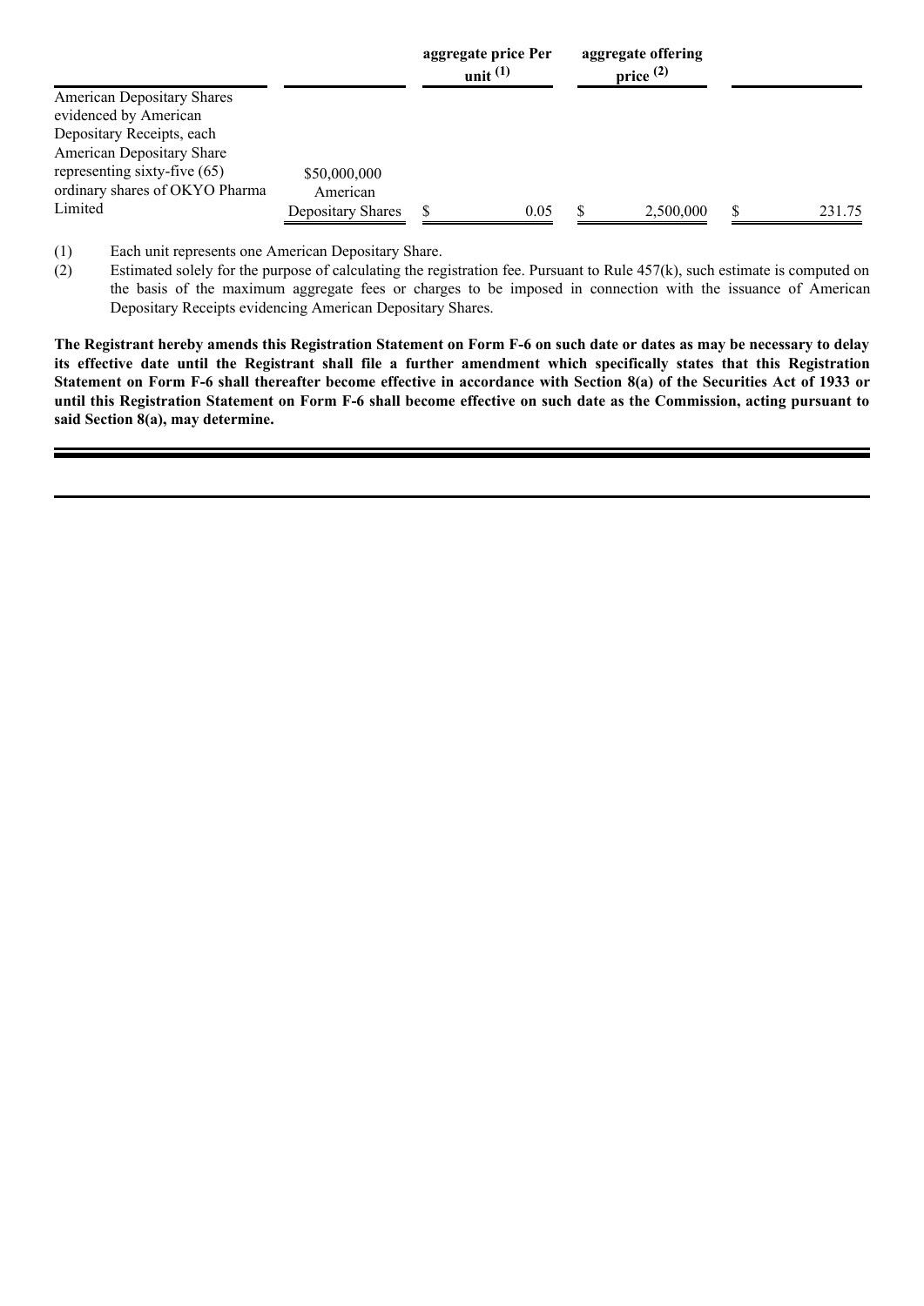| | | aggregate price Per unit [(1)] | aggregate offering price [(2)] | |
|---|---|---|---|---|
| American Depositary Shares evidenced by American Depositary Receipts, each American Depositary Share representing sixty-five (65) ordinary shares of OKYO Pharma Limited | $50,000,000 American Depositary Shares | $ 0.05 | $ 2,500,000 | $ 231.75 |

(1) Each unit represents one American Depositary Share.

(2) Estimated solely for the purpose of calculating the registration fee. Pursuant to Rule 457(k), such estimate is computed on the basis of the maximum aggregate fees or charges to be imposed in connection with the issuance of American Depositary Receipts evidencing American Depositary Shares.

**The Registrant hereby amends this Registration Statement on Form F-6 on such date or dates as may be necessary to delay its effective date until the Registrant shall file a further amendment which specifically states that this Registration Statement on Form F-6 shall thereafter become effective in accordance with Section 8(a) of the Securities Act of 1933 or until this Registration Statement on Form F-6 shall become effective on such date as the Commission, acting pursuant to said Section 8(a), may determine.**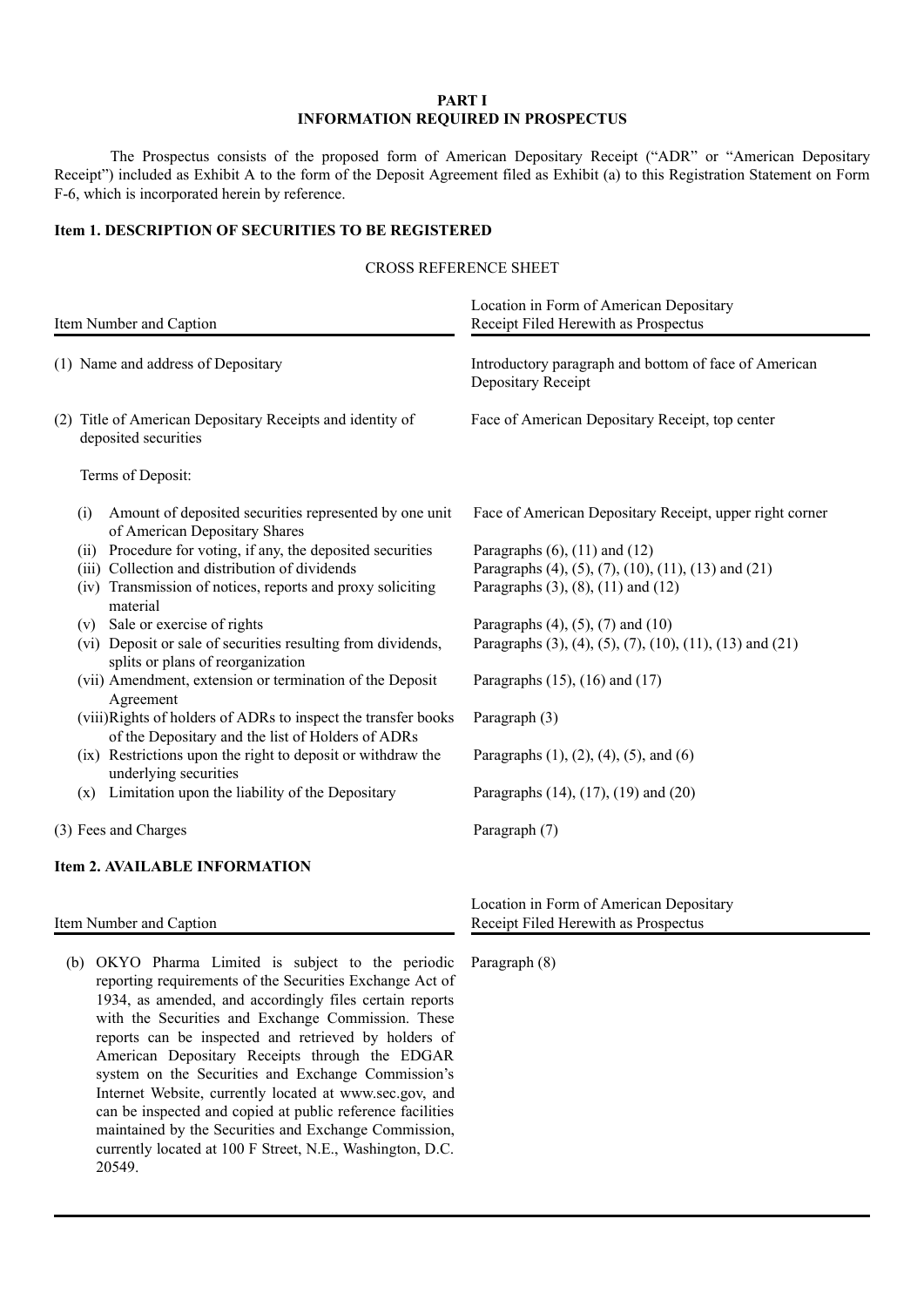## PART I
## INFORMATION REQUIRED IN PROSPECTUS

The Prospectus consists of the proposed form of American Depositary Receipt ("ADR" or "American Depositary Receipt") included as Exhibit A to the form of the Deposit Agreement filed as Exhibit (a) to this Registration Statement on Form F-6, which is incorporated herein by reference.

### Item 1. DESCRIPTION OF SECURITIES TO BE REGISTERED

CROSS REFERENCE SHEET

| Item Number and Caption | Location in Form of American Depositary Receipt Filed Herewith as Prospectus |
|---|---|
| (1) Name and address of Depositary | Introductory paragraph and bottom of face of American Depositary Receipt |
| (2) Title of American Depositary Receipts and identity of deposited securities | Face of American Depositary Receipt, top center |
| Terms of Deposit: | |
| (i) Amount of deposited securities represented by one unit of American Depositary Shares | Face of American Depositary Receipt, upper right corner |
| (ii) Procedure for voting, if any, the deposited securities | Paragraphs (6), (11) and (12) |
| (iii) Collection and distribution of dividends | Paragraphs (4), (5), (7), (10), (11), (13) and (21) |
| (iv) Transmission of notices, reports and proxy soliciting material | Paragraphs (3), (8), (11) and (12) |
| (v) Sale or exercise of rights | Paragraphs (4), (5), (7) and (10) |
| (vi) Deposit or sale of securities resulting from dividends, splits or plans of reorganization | Paragraphs (3), (4), (5), (7), (10), (11), (13) and (21) |
| (vii) Amendment, extension or termination of the Deposit Agreement | Paragraphs (15), (16) and (17) |
| (viii) Rights of holders of ADRs to inspect the transfer books of the Depositary and the list of Holders of ADRs | Paragraph (3) |
| (ix) Restrictions upon the right to deposit or withdraw the underlying securities | Paragraphs (1), (2), (4), (5), and (6) |
| (x) Limitation upon the liability of the Depositary | Paragraphs (14), (17), (19) and (20) |
| (3) Fees and Charges | Paragraph (7) |

### Item 2. AVAILABLE INFORMATION

| Item Number and Caption | Location in Form of American Depositary Receipt Filed Herewith as Prospectus |
|---|---|
| (b) OKYO Pharma Limited is subject to the periodic reporting requirements of the Securities Exchange Act of 1934, as amended, and accordingly files certain reports with the Securities and Exchange Commission. These reports can be inspected and retrieved by holders of American Depositary Receipts through the EDGAR system on the Securities and Exchange Commission's Internet Website, currently located at www.sec.gov, and can be inspected and copied at public reference facilities maintained by the Securities and Exchange Commission, currently located at 100 F Street, N.E., Washington, D.C. 20549. | Paragraph (8) |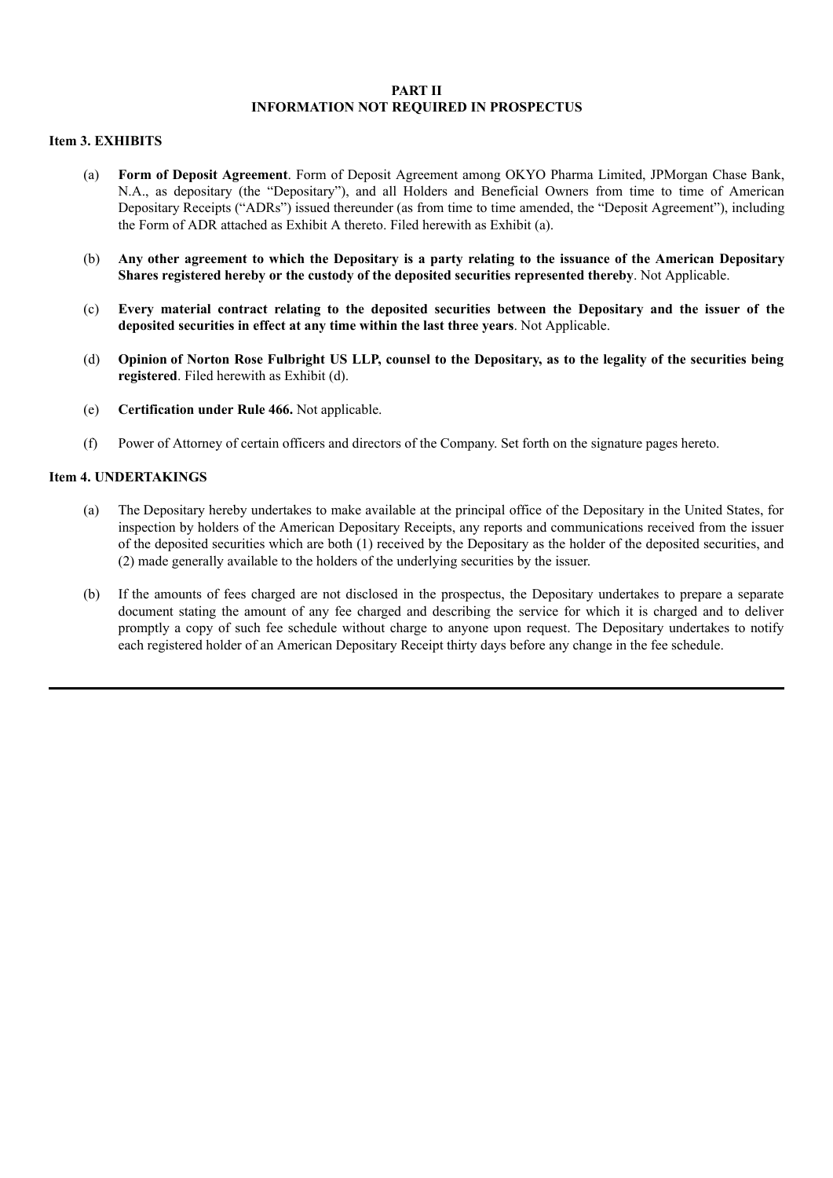# PART II
# INFORMATION NOT REQUIRED IN PROSPECTUS

## Item 3. EXHIBITS

(a) **Form of Deposit Agreement**. Form of Deposit Agreement among OKYO Pharma Limited, JPMorgan Chase Bank, N.A., as depositary (the "Depositary"), and all Holders and Beneficial Owners from time to time of American Depositary Receipts ("ADRs") issued thereunder (as from time to time amended, the "Deposit Agreement"), including the Form of ADR attached as Exhibit A thereto. Filed herewith as Exhibit (a).

(b) **Any other agreement to which the Depositary is a party relating to the issuance of the American Depositary Shares registered hereby or the custody of the deposited securities represented thereby**. Not Applicable.

(c) **Every material contract relating to the deposited securities between the Depositary and the issuer of the deposited securities in effect at any time within the last three years**. Not Applicable.

(d) **Opinion of Norton Rose Fulbright US LLP, counsel to the Depositary, as to the legality of the securities being registered**. Filed herewith as Exhibit (d).

(e) **Certification under Rule 466.** Not applicable.

(f) Power of Attorney of certain officers and directors of the Company. Set forth on the signature pages hereto.

## Item 4. UNDERTAKINGS

(a) The Depositary hereby undertakes to make available at the principal office of the Depositary in the United States, for inspection by holders of the American Depositary Receipts, any reports and communications received from the issuer of the deposited securities which are both (1) received by the Depositary as the holder of the deposited securities, and (2) made generally available to the holders of the underlying securities by the issuer.

(b) If the amounts of fees charged are not disclosed in the prospectus, the Depositary undertakes to prepare a separate document stating the amount of any fee charged and describing the service for which it is charged and to deliver promptly a copy of such fee schedule without charge to anyone upon request. The Depositary undertakes to notify each registered holder of an American Depositary Receipt thirty days before any change in the fee schedule.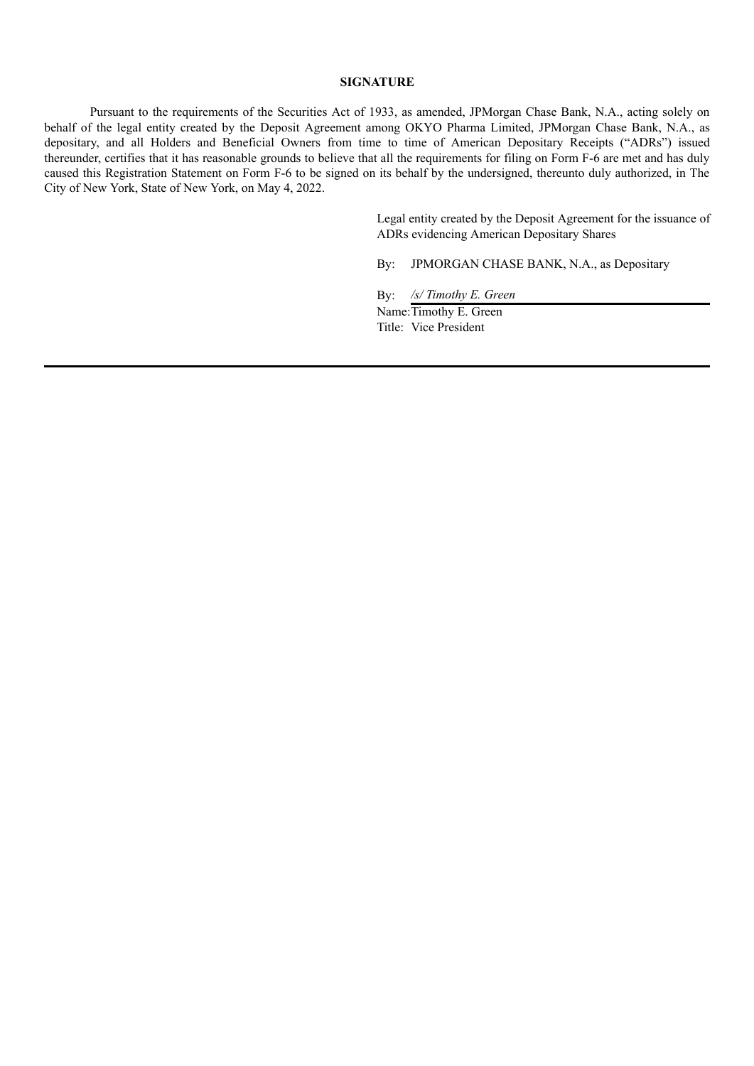**SIGNATURE**

Pursuant to the requirements of the Securities Act of 1933, as amended, JPMorgan Chase Bank, N.A., acting solely on behalf of the legal entity created by the Deposit Agreement among OKYO Pharma Limited, JPMorgan Chase Bank, N.A., as depositary, and all Holders and Beneficial Owners from time to time of American Depositary Receipts ("ADRs") issued thereunder, certifies that it has reasonable grounds to believe that all the requirements for filing on Form F-6 are met and has duly caused this Registration Statement on Form F-6 to be signed on its behalf by the undersigned, thereunto duly authorized, in The City of New York, State of New York, on May 4, 2022.

Legal entity created by the Deposit Agreement for the issuance of ADRs evidencing American Depositary Shares

By: JPMORGAN CHASE BANK, N.A., as Depositary

By: */s/ Timothy E. Green*
Name: Timothy E. Green
Title: Vice President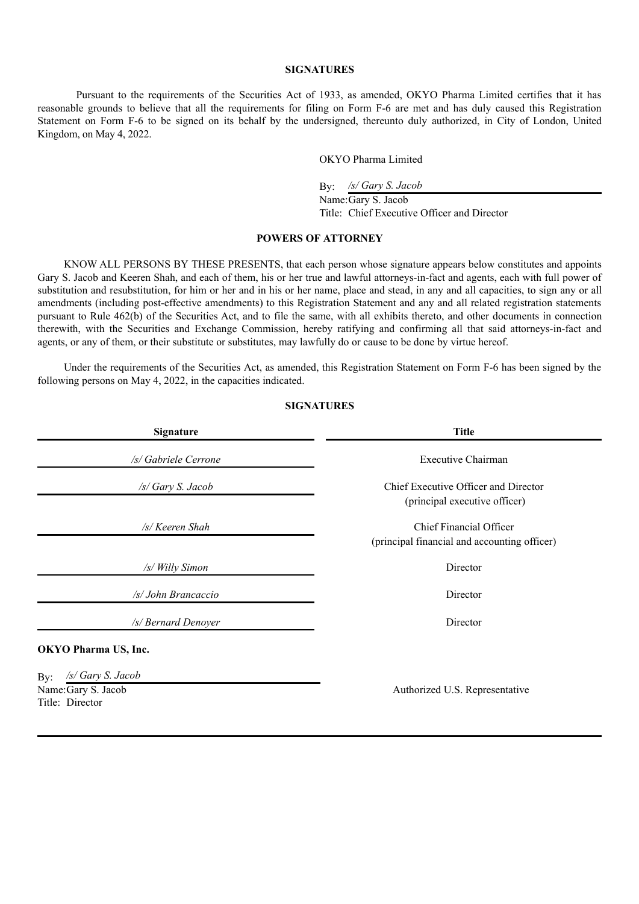## SIGNATURES

Pursuant to the requirements of the Securities Act of 1933, as amended, OKYO Pharma Limited certifies that it has reasonable grounds to believe that all the requirements for filing on Form F-6 are met and has duly caused this Registration Statement on Form F-6 to be signed on its behalf by the undersigned, thereunto duly authorized, in City of London, United Kingdom, on May 4, 2022.

OKYO Pharma Limited

By: */s/ Gary S. Jacob*
Name: Gary S. Jacob
Title: Chief Executive Officer and Director

## POWERS OF ATTORNEY

KNOW ALL PERSONS BY THESE PRESENTS, that each person whose signature appears below constitutes and appoints Gary S. Jacob and Keeren Shah, and each of them, his or her true and lawful attorneys-in-fact and agents, each with full power of substitution and resubstitution, for him or her and in his or her name, place and stead, in any and all capacities, to sign any or all amendments (including post-effective amendments) to this Registration Statement and any and all related registration statements pursuant to Rule 462(b) of the Securities Act, and to file the same, with all exhibits thereto, and other documents in connection therewith, with the Securities and Exchange Commission, hereby ratifying and confirming all that said attorneys-in-fact and agents, or any of them, or their substitute or substitutes, may lawfully do or cause to be done by virtue hereof.

Under the requirements of the Securities Act, as amended, this Registration Statement on Form F-6 has been signed by the following persons on May 4, 2022, in the capacities indicated.

## SIGNATURES

| Signature | Title |
| --- | --- |
| */s/ Gabriele Cerrone* | Executive Chairman |
| */s/ Gary S. Jacob* | Chief Executive Officer and Director (principal executive officer) |
| */s/ Keeren Shah* | Chief Financial Officer (principal financial and accounting officer) |
| */s/ Willy Simon* | Director |
| */s/ John Brancaccio* | Director |
| */s/ Bernard Denoyer* | Director |

**OKYO Pharma US, Inc.**

By: */s/ Gary S. Jacob*
Name: Gary S. Jacob
Title: Director

Authorized U.S. Representative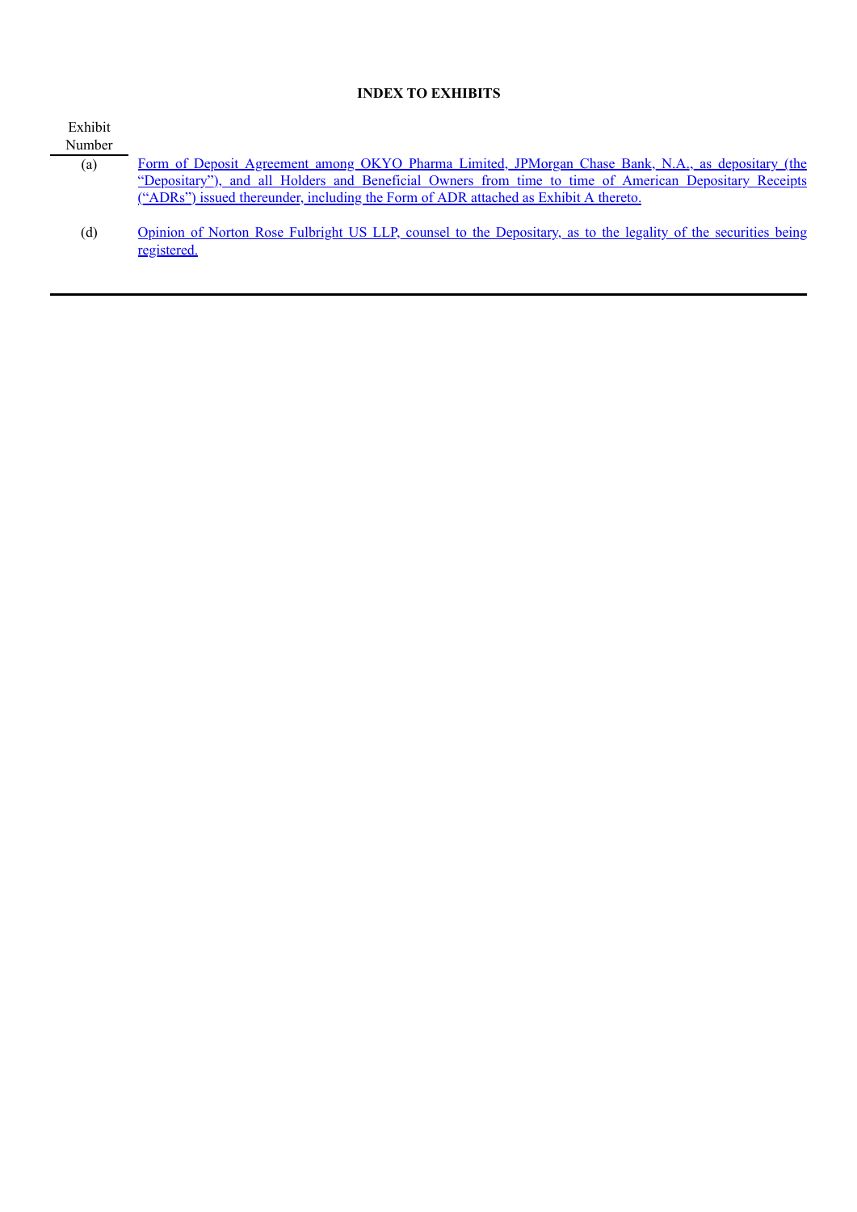**INDEX TO EXHIBITS**

| Exhibit Number | |
|---|---|
| (a) | Form of Deposit Agreement among OKYO Pharma Limited, JPMorgan Chase Bank, N.A., as depositary (the "Depositary"), and all Holders and Beneficial Owners from time to time of American Depositary Receipts ("ADRs") issued thereunder, including the Form of ADR attached as Exhibit A thereto. |
| (d) | Opinion of Norton Rose Fulbright US LLP, counsel to the Depositary, as to the legality of the securities being registered. |